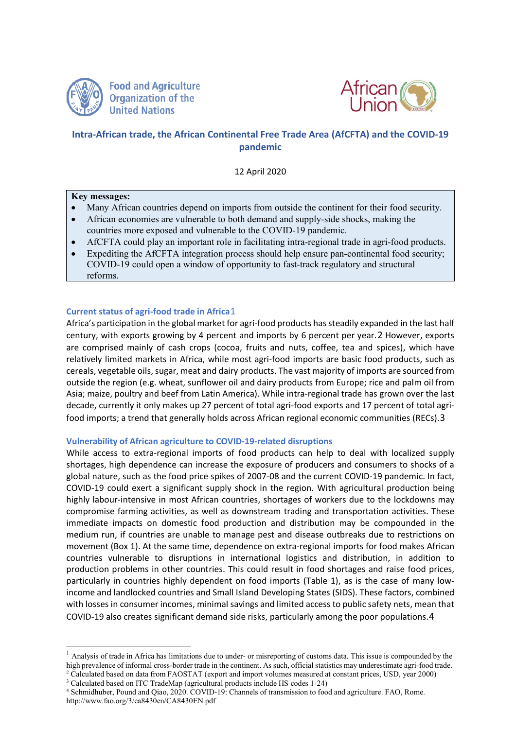Food and Agriculture Organization of the United Nations

African Union

# Intra-African trade, the African Continental Free Trade Area (AfCFTA) and the COVID-19 pandemic

12 April 2020

**Key messages:**

- Many African countries depend on imports from outside the continent for their food security.
- African economies are vulnerable to both demand and supply-side shocks, making the countries more exposed and vulnerable to the COVID-19 pandemic.
- AfCFTA could play an important role in facilitating intra-regional trade in agri-food products.
- Expediting the AfCFTA integration process should help ensure pan-continental food security; COVID-19 could open a window of opportunity to fast-track regulatory and structural reforms.

## Current status of agri-food trade in Africa[1]

Africa's participation in the global market for agri-food products has steadily expanded in the last half century, with exports growing by 4 percent and imports by 6 percent per year.[2] However, exports are comprised mainly of cash crops (cocoa, fruits and nuts, coffee, tea and spices), which have relatively limited markets in Africa, while most agri-food imports are basic food products, such as cereals, vegetable oils, sugar, meat and dairy products. The vast majority of imports are sourced from outside the region (e.g. wheat, sunflower oil and dairy products from Europe; rice and palm oil from Asia; maize, poultry and beef from Latin America). While intra-regional trade has grown over the last decade, currently it only makes up 27 percent of total agri-food exports and 17 percent of total agri-food imports; a trend that generally holds across African regional economic communities (RECs).[3]

## Vulnerability of African agriculture to COVID-19-related disruptions

While access to extra-regional imports of food products can help to deal with localized supply shortages, high dependence can increase the exposure of producers and consumers to shocks of a global nature, such as the food price spikes of 2007-08 and the current COVID-19 pandemic. In fact, COVID-19 could exert a significant supply shock in the region. With agricultural production being highly labour-intensive in most African countries, shortages of workers due to the lockdowns may compromise farming activities, as well as downstream trading and transportation activities. These immediate impacts on domestic food production and distribution may be compounded in the medium run, if countries are unable to manage pest and disease outbreaks due to restrictions on movement (Box 1). At the same time, dependence on extra-regional imports for food makes African countries vulnerable to disruptions in international logistics and distribution, in addition to production problems in other countries. This could result in food shortages and raise food prices, particularly in countries highly dependent on food imports (Table 1), as is the case of many low-income and landlocked countries and Small Island Developing States (SIDS). These factors, combined with losses in consumer incomes, minimal savings and limited access to public safety nets, mean that COVID-19 also creates significant demand side risks, particularly among the poor populations.[4]

---

[1] Analysis of trade in Africa has limitations due to under- or misreporting of customs data. This issue is compounded by the high prevalence of informal cross-border trade in the continent. As such, official statistics may underestimate agri-food trade.

[2] Calculated based on data from FAOSTAT (export and import volumes measured at constant prices, USD, year 2000)

[3] Calculated based on ITC TradeMap (agricultural products include HS codes 1-24)

[4] Schmidhuber, Pound and Qiao, 2020. COVID-19: Channels of transmission to food and agriculture. FAO, Rome. http://www.fao.org/3/ca8430en/CA8430EN.pdf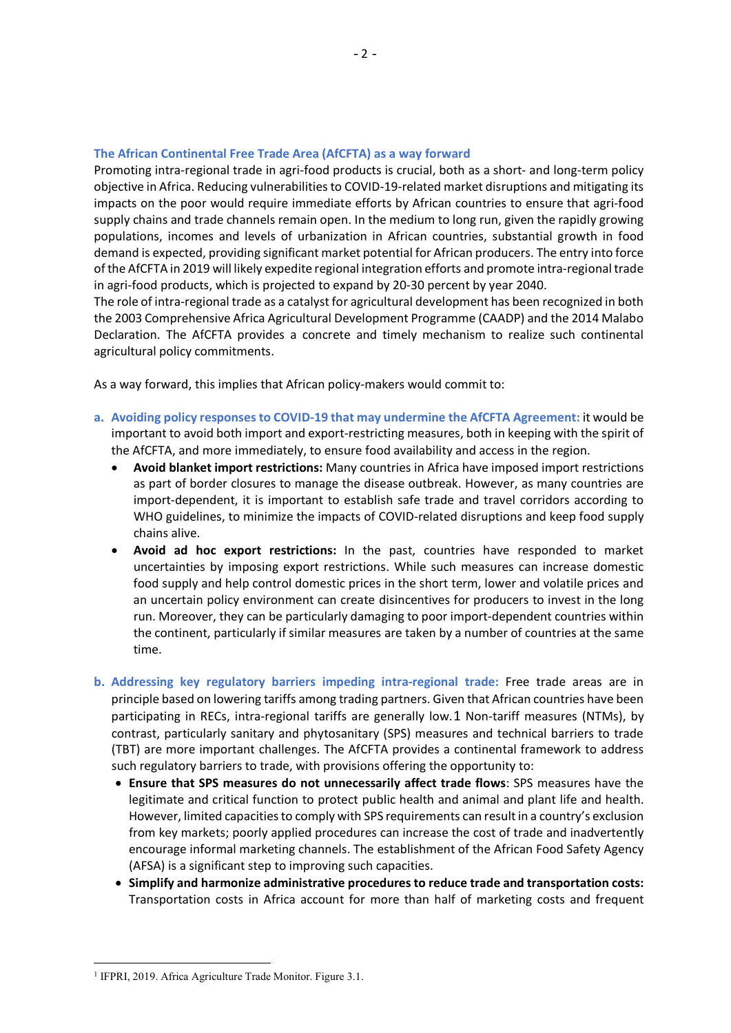## The African Continental Free Trade Area (AfCFTA) as a way forward

Promoting intra-regional trade in agri-food products is crucial, both as a short- and long-term policy objective in Africa. Reducing vulnerabilities to COVID-19-related market disruptions and mitigating its impacts on the poor would require immediate efforts by African countries to ensure that agri-food supply chains and trade channels remain open. In the medium to long run, given the rapidly growing populations, incomes and levels of urbanization in African countries, substantial growth in food demand is expected, providing significant market potential for African producers. The entry into force of the AfCFTA in 2019 will likely expedite regional integration efforts and promote intra-regional trade in agri-food products, which is projected to expand by 20-30 percent by year 2040.

The role of intra-regional trade as a catalyst for agricultural development has been recognized in both the 2003 Comprehensive Africa Agricultural Development Programme (CAADP) and the 2014 Malabo Declaration. The AfCFTA provides a concrete and timely mechanism to realize such continental agricultural policy commitments.

As a way forward, this implies that African policy-makers would commit to:

a. **Avoiding policy responses to COVID-19 that may undermine the AfCFTA Agreement:** it would be important to avoid both import and export-restricting measures, both in keeping with the spirit of the AfCFTA, and more immediately, to ensure food availability and access in the region.
   - **Avoid blanket import restrictions:** Many countries in Africa have imposed import restrictions as part of border closures to manage the disease outbreak. However, as many countries are import-dependent, it is important to establish safe trade and travel corridors according to WHO guidelines, to minimize the impacts of COVID-related disruptions and keep food supply chains alive.
   - **Avoid ad hoc export restrictions:** In the past, countries have responded to market uncertainties by imposing export restrictions. While such measures can increase domestic food supply and help control domestic prices in the short term, lower and volatile prices and an uncertain policy environment can create disincentives for producers to invest in the long run. Moreover, they can be particularly damaging to poor import-dependent countries within the continent, particularly if similar measures are taken by a number of countries at the same time.

b. **Addressing key regulatory barriers impeding intra-regional trade:** Free trade areas are in principle based on lowering tariffs among trading partners. Given that African countries have been participating in RECs, intra-regional tariffs are generally low.[1] Non-tariff measures (NTMs), by contrast, particularly sanitary and phytosanitary (SPS) measures and technical barriers to trade (TBT) are more important challenges. The AfCFTA provides a continental framework to address such regulatory barriers to trade, with provisions offering the opportunity to:
   - **Ensure that SPS measures do not unnecessarily affect trade flows**: SPS measures have the legitimate and critical function to protect public health and animal and plant life and health. However, limited capacities to comply with SPS requirements can result in a country's exclusion from key markets; poorly applied procedures can increase the cost of trade and inadvertently encourage informal marketing channels. The establishment of the African Food Safety Agency (AFSA) is a significant step to improving such capacities.
   - **Simplify and harmonize administrative procedures to reduce trade and transportation costs:** Transportation costs in Africa account for more than half of marketing costs and frequent

[1] IFPRI, 2019. Africa Agriculture Trade Monitor. Figure 3.1.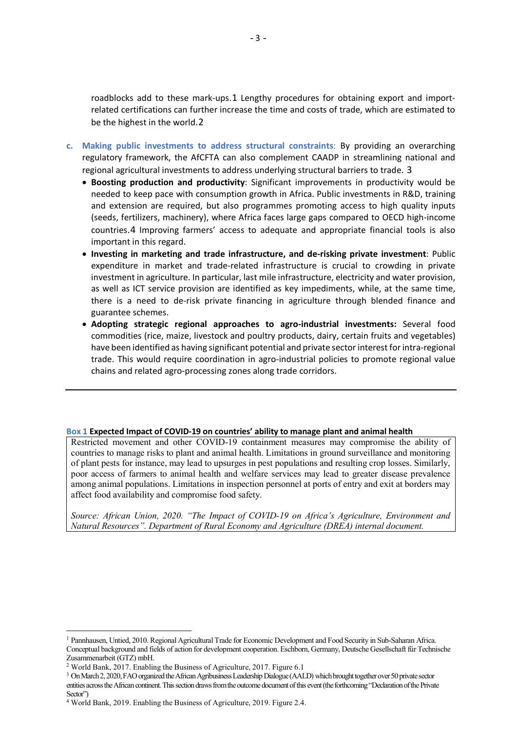roadblocks add to these mark-ups.[1] Lengthy procedures for obtaining export and import-related certifications can further increase the time and costs of trade, which are estimated to be the highest in the world.[2]

**c. Making public investments to address structural constraints**: By providing an overarching regulatory framework, the AfCFTA can also complement CAADP in streamlining national and regional agricultural investments to address underlying structural barriers to trade. [3]

- **Boosting production and productivity**: Significant improvements in productivity would be needed to keep pace with consumption growth in Africa. Public investments in R&D, training and extension are required, but also programmes promoting access to high quality inputs (seeds, fertilizers, machinery), where Africa faces large gaps compared to OECD high-income countries.[4] Improving farmers' access to adequate and appropriate financial tools is also important in this regard.
- **Investing in marketing and trade infrastructure, and de-risking private investment**: Public expenditure in market and trade-related infrastructure is crucial to crowding in private investment in agriculture. In particular, last mile infrastructure, electricity and water provision, as well as ICT service provision are identified as key impediments, while, at the same time, there is a need to de-risk private financing in agriculture through blended finance and guarantee schemes.
- **Adopting strategic regional approaches to agro-industrial investments:** Several food commodities (rice, maize, livestock and poultry products, dairy, certain fruits and vegetables) have been identified as having significant potential and private sector interest for intra-regional trade. This would require coordination in agro-industrial policies to promote regional value chains and related agro-processing zones along trade corridors.

---

**Box 1 Expected Impact of COVID-19 on countries' ability to manage plant and animal health**

Restricted movement and other COVID-19 containment measures may compromise the ability of countries to manage risks to plant and animal health. Limitations in ground surveillance and monitoring of plant pests for instance, may lead to upsurges in pest populations and resulting crop losses. Similarly, poor access of farmers to animal health and welfare services may lead to greater disease prevalence among animal populations. Limitations in inspection personnel at ports of entry and exit at borders may affect food availability and compromise food safety.

*Source: African Union, 2020. "The Impact of COVID-19 on Africa's Agriculture, Environment and Natural Resources". Department of Rural Economy and Agriculture (DREA) internal document.*

---

[1] Pannhausen, Untied, 2010. Regional Agricultural Trade for Economic Development and Food Security in Sub-Saharan Africa. Conceptual background and fields of action for development cooperation. Eschborn, Germany, Deutsche Gesellschaft für Technische Zusammenarbeit (GTZ) mbH.

[2] World Bank, 2017. Enabling the Business of Agriculture, 2017. Figure 6.1

[3] On March 2, 2020, FAO organized the African Agribusiness Leadership Dialogue (AALD) which brought together over 50 private sector entities across the African continent. This section draws from the outcome document of this event (the forthcoming "Declaration of the Private Sector")

[4] World Bank, 2019. Enabling the Business of Agriculture, 2019. Figure 2.4.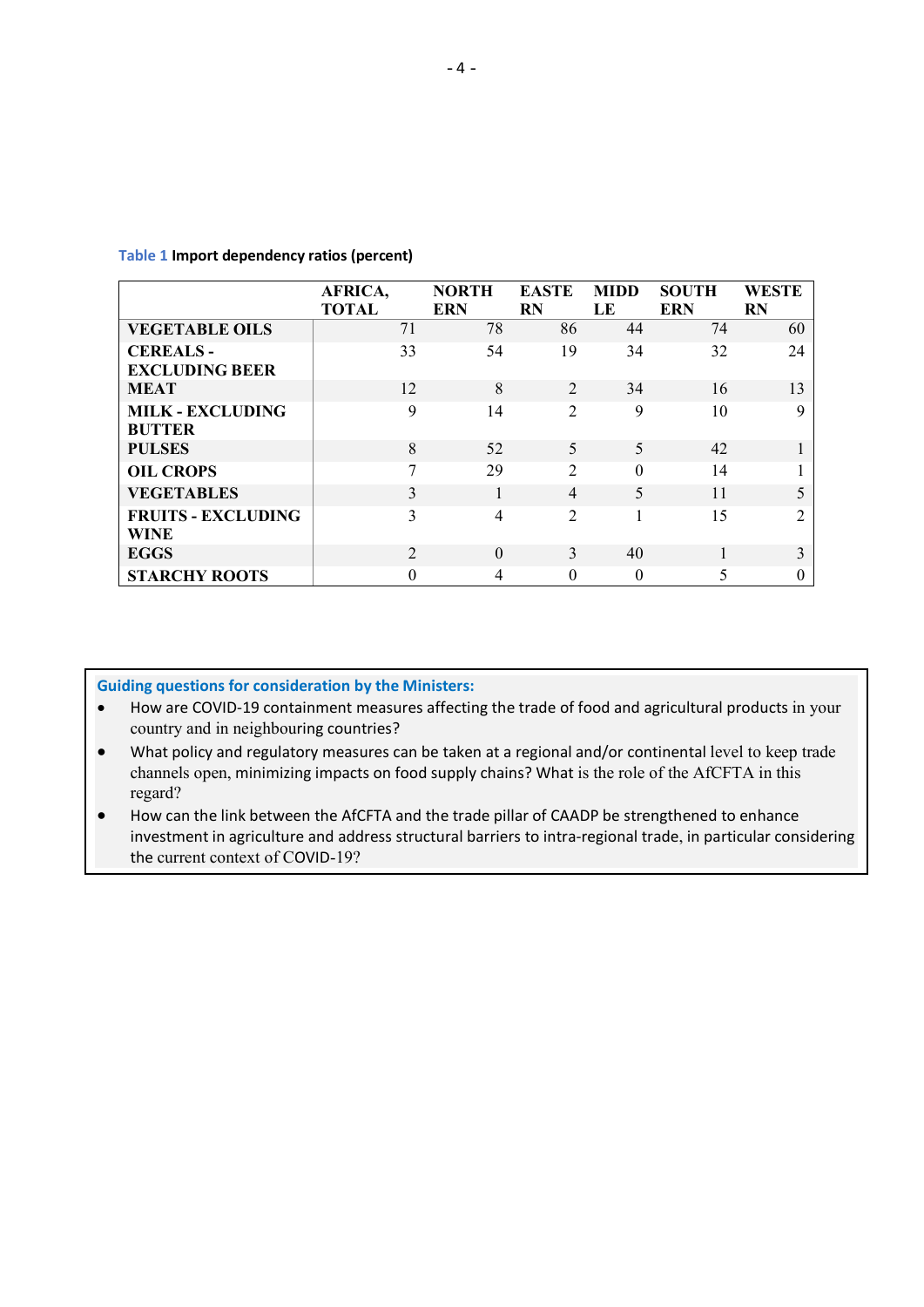Table 1 **Import dependency ratios (percent)**

| | AFRICA, TOTAL | NORTHERN | EASTERN | MIDDLE | SOUTHERN | WESTERN |
|---|---|---|---|---|---|---|
| **VEGETABLE OILS** | 71 | 78 | 86 | 44 | 74 | 60 |
| **CEREALS - EXCLUDING BEER** | 33 | 54 | 19 | 34 | 32 | 24 |
| **MEAT** | 12 | 8 | 2 | 34 | 16 | 13 |
| **MILK - EXCLUDING BUTTER** | 9 | 14 | 2 | 9 | 10 | 9 |
| **PULSES** | 8 | 52 | 5 | 5 | 42 | 1 |
| **OIL CROPS** | 7 | 29 | 2 | 0 | 14 | 1 |
| **VEGETABLES** | 3 | 1 | 4 | 5 | 11 | 5 |
| **FRUITS - EXCLUDING WINE** | 3 | 4 | 2 | 1 | 15 | 2 |
| **EGGS** | 2 | 0 | 3 | 40 | 1 | 3 |
| **STARCHY ROOTS** | 0 | 4 | 0 | 0 | 5 | 0 |

**Guiding questions for consideration by the Ministers:**

- How are COVID-19 containment measures affecting the trade of food and agricultural products in your country and in neighbouring countries?
- What policy and regulatory measures can be taken at a regional and/or continental level to keep trade channels open, minimizing impacts on food supply chains? What is the role of the AfCFTA in this regard?
- How can the link between the AfCFTA and the trade pillar of CAADP be strengthened to enhance investment in agriculture and address structural barriers to intra-regional trade, in particular considering the current context of COVID-19?